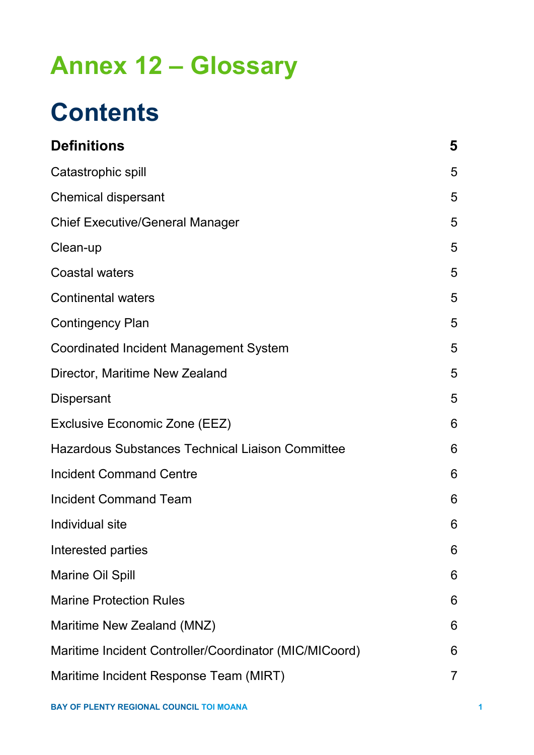# Annex 12 – Glossary

# Contents

| | |
|---|---|
| **Definitions** | **5** |
| Catastrophic spill | 5 |
| Chemical dispersant | 5 |
| Chief Executive/General Manager | 5 |
| Clean-up | 5 |
| Coastal waters | 5 |
| Continental waters | 5 |
| Contingency Plan | 5 |
| Coordinated Incident Management System | 5 |
| Director, Maritime New Zealand | 5 |
| Dispersant | 5 |
| Exclusive Economic Zone (EEZ) | 6 |
| Hazardous Substances Technical Liaison Committee | 6 |
| Incident Command Centre | 6 |
| Incident Command Team | 6 |
| Individual site | 6 |
| Interested parties | 6 |
| Marine Oil Spill | 6 |
| Marine Protection Rules | 6 |
| Maritime New Zealand (MNZ) | 6 |
| Maritime Incident Controller/Coordinator (MIC/MICoord) | 6 |
| Maritime Incident Response Team (MIRT) | 7 |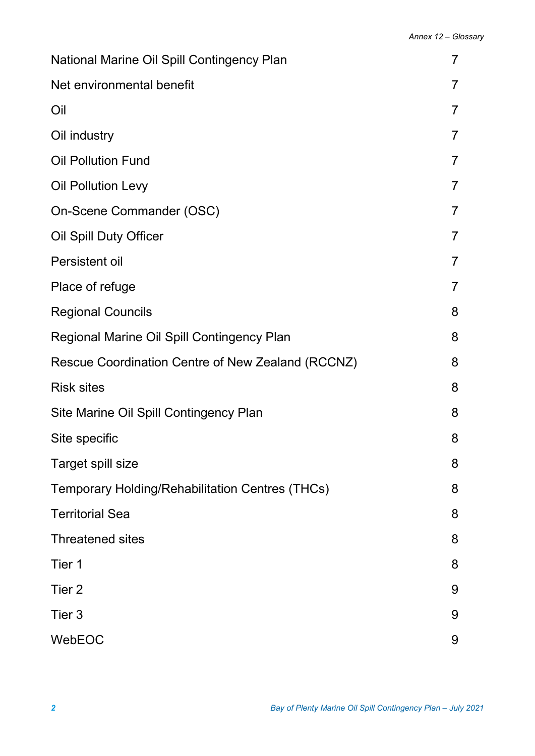| | |
|---|---|
| National Marine Oil Spill Contingency Plan | 7 |
| Net environmental benefit | 7 |
| Oil | 7 |
| Oil industry | 7 |
| Oil Pollution Fund | 7 |
| Oil Pollution Levy | 7 |
| On-Scene Commander (OSC) | 7 |
| Oil Spill Duty Officer | 7 |
| Persistent oil | 7 |
| Place of refuge | 7 |
| Regional Councils | 8 |
| Regional Marine Oil Spill Contingency Plan | 8 |
| Rescue Coordination Centre of New Zealand (RCCNZ) | 8 |
| Risk sites | 8 |
| Site Marine Oil Spill Contingency Plan | 8 |
| Site specific | 8 |
| Target spill size | 8 |
| Temporary Holding/Rehabilitation Centres (THCs) | 8 |
| Territorial Sea | 8 |
| Threatened sites | 8 |
| Tier 1 | 8 |
| Tier 2 | 9 |
| Tier 3 | 9 |
| WebEOC | 9 |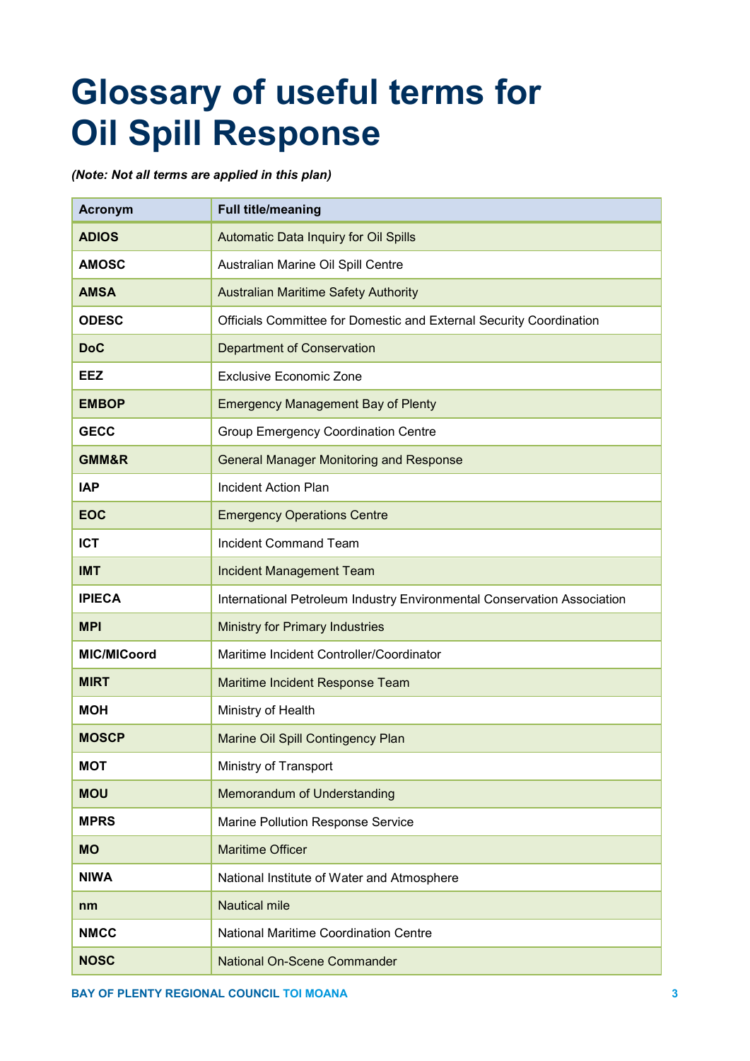# Glossary of useful terms for Oil Spill Response

***(Note: Not all terms are applied in this plan)***

| Acronym | Full title/meaning |
|---|---|
| **ADIOS** | Automatic Data Inquiry for Oil Spills |
| **AMOSC** | Australian Marine Oil Spill Centre |
| **AMSA** | Australian Maritime Safety Authority |
| **ODESC** | Officials Committee for Domestic and External Security Coordination |
| **DoC** | Department of Conservation |
| **EEZ** | Exclusive Economic Zone |
| **EMBOP** | Emergency Management Bay of Plenty |
| **GECC** | Group Emergency Coordination Centre |
| **GMM&R** | General Manager Monitoring and Response |
| **IAP** | Incident Action Plan |
| **EOC** | Emergency Operations Centre |
| **ICT** | Incident Command Team |
| **IMT** | Incident Management Team |
| **IPIECA** | International Petroleum Industry Environmental Conservation Association |
| **MPI** | Ministry for Primary Industries |
| **MIC/MICoord** | Maritime Incident Controller/Coordinator |
| **MIRT** | Maritime Incident Response Team |
| **MOH** | Ministry of Health |
| **MOSCP** | Marine Oil Spill Contingency Plan |
| **MOT** | Ministry of Transport |
| **MOU** | Memorandum of Understanding |
| **MPRS** | Marine Pollution Response Service |
| **MO** | Maritime Officer |
| **NIWA** | National Institute of Water and Atmosphere |
| **nm** | Nautical mile |
| **NMCC** | National Maritime Coordination Centre |
| **NOSC** | National On-Scene Commander |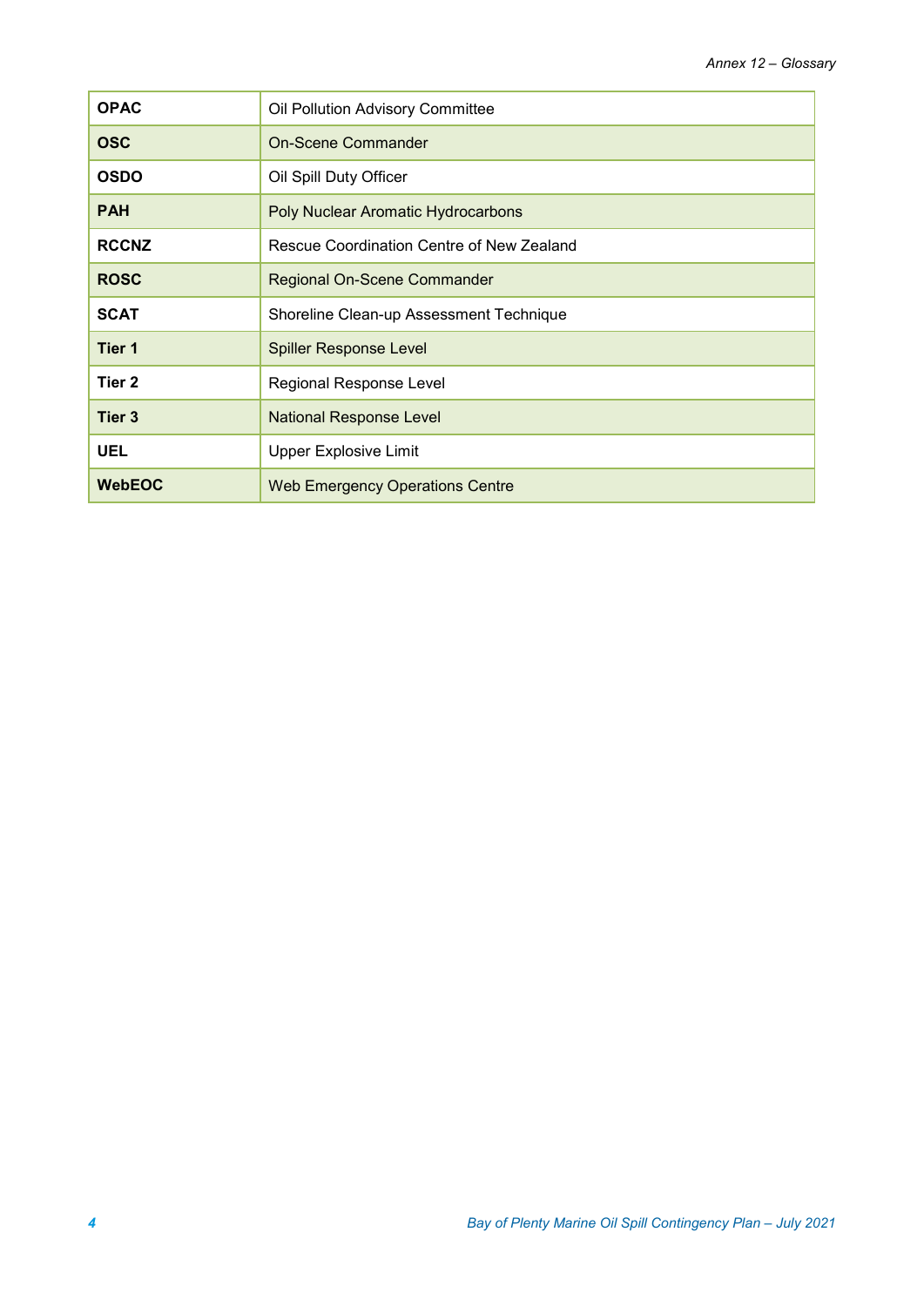| | |
|---|---|
| **OPAC** | Oil Pollution Advisory Committee |
| **OSC** | On-Scene Commander |
| **OSDO** | Oil Spill Duty Officer |
| **PAH** | Poly Nuclear Aromatic Hydrocarbons |
| **RCCNZ** | Rescue Coordination Centre of New Zealand |
| **ROSC** | Regional On-Scene Commander |
| **SCAT** | Shoreline Clean-up Assessment Technique |
| **Tier 1** | Spiller Response Level |
| **Tier 2** | Regional Response Level |
| **Tier 3** | National Response Level |
| **UEL** | Upper Explosive Limit |
| **WebEOC** | Web Emergency Operations Centre |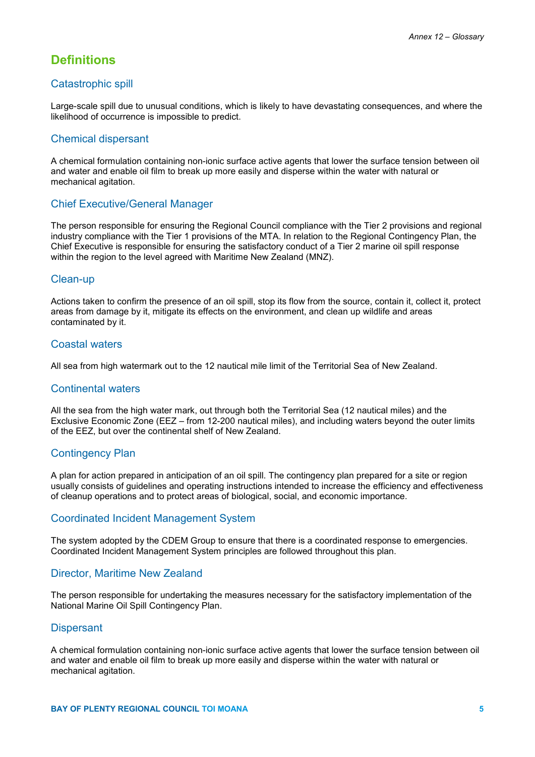## Definitions

### Catastrophic spill

Large-scale spill due to unusual conditions, which is likely to have devastating consequences, and where the likelihood of occurrence is impossible to predict.

### Chemical dispersant

A chemical formulation containing non-ionic surface active agents that lower the surface tension between oil and water and enable oil film to break up more easily and disperse within the water with natural or mechanical agitation.

### Chief Executive/General Manager

The person responsible for ensuring the Regional Council compliance with the Tier 2 provisions and regional industry compliance with the Tier 1 provisions of the MTA. In relation to the Regional Contingency Plan, the Chief Executive is responsible for ensuring the satisfactory conduct of a Tier 2 marine oil spill response within the region to the level agreed with Maritime New Zealand (MNZ).

### Clean-up

Actions taken to confirm the presence of an oil spill, stop its flow from the source, contain it, collect it, protect areas from damage by it, mitigate its effects on the environment, and clean up wildlife and areas contaminated by it.

### Coastal waters

All sea from high watermark out to the 12 nautical mile limit of the Territorial Sea of New Zealand.

### Continental waters

All the sea from the high water mark, out through both the Territorial Sea (12 nautical miles) and the Exclusive Economic Zone (EEZ – from 12-200 nautical miles), and including waters beyond the outer limits of the EEZ, but over the continental shelf of New Zealand.

### Contingency Plan

A plan for action prepared in anticipation of an oil spill. The contingency plan prepared for a site or region usually consists of guidelines and operating instructions intended to increase the efficiency and effectiveness of cleanup operations and to protect areas of biological, social, and economic importance.

### Coordinated Incident Management System

The system adopted by the CDEM Group to ensure that there is a coordinated response to emergencies. Coordinated Incident Management System principles are followed throughout this plan.

### Director, Maritime New Zealand

The person responsible for undertaking the measures necessary for the satisfactory implementation of the National Marine Oil Spill Contingency Plan.

### Dispersant

A chemical formulation containing non-ionic surface active agents that lower the surface tension between oil and water and enable oil film to break up more easily and disperse within the water with natural or mechanical agitation.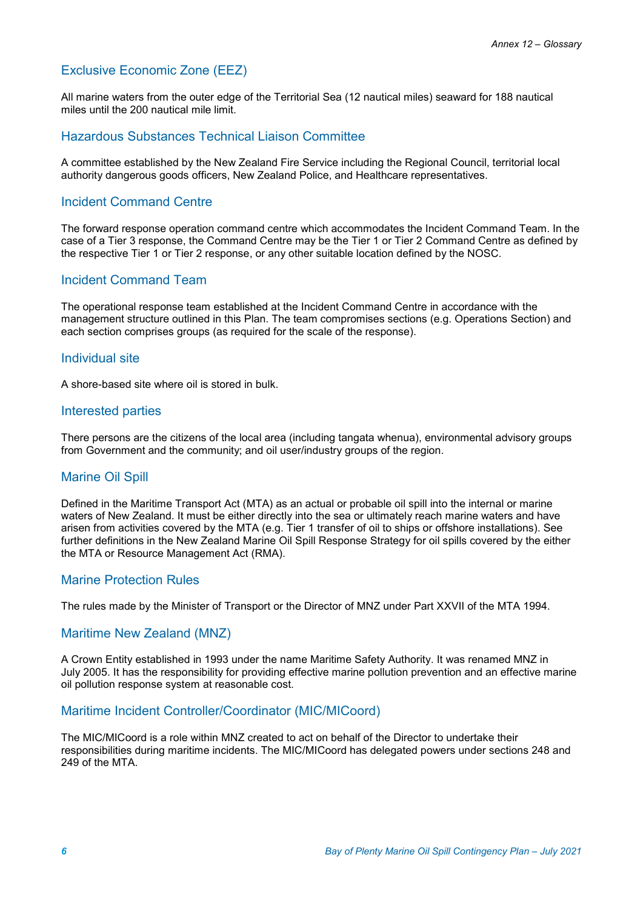## Exclusive Economic Zone (EEZ)

All marine waters from the outer edge of the Territorial Sea (12 nautical miles) seaward for 188 nautical miles until the 200 nautical mile limit.

## Hazardous Substances Technical Liaison Committee

A committee established by the New Zealand Fire Service including the Regional Council, territorial local authority dangerous goods officers, New Zealand Police, and Healthcare representatives.

## Incident Command Centre

The forward response operation command centre which accommodates the Incident Command Team. In the case of a Tier 3 response, the Command Centre may be the Tier 1 or Tier 2 Command Centre as defined by the respective Tier 1 or Tier 2 response, or any other suitable location defined by the NOSC.

## Incident Command Team

The operational response team established at the Incident Command Centre in accordance with the management structure outlined in this Plan. The team compromises sections (e.g. Operations Section) and each section comprises groups (as required for the scale of the response).

## Individual site

A shore-based site where oil is stored in bulk.

## Interested parties

There persons are the citizens of the local area (including tangata whenua), environmental advisory groups from Government and the community; and oil user/industry groups of the region.

## Marine Oil Spill

Defined in the Maritime Transport Act (MTA) as an actual or probable oil spill into the internal or marine waters of New Zealand. It must be either directly into the sea or ultimately reach marine waters and have arisen from activities covered by the MTA (e.g. Tier 1 transfer of oil to ships or offshore installations). See further definitions in the New Zealand Marine Oil Spill Response Strategy for oil spills covered by the either the MTA or Resource Management Act (RMA).

## Marine Protection Rules

The rules made by the Minister of Transport or the Director of MNZ under Part XXVII of the MTA 1994.

## Maritime New Zealand (MNZ)

A Crown Entity established in 1993 under the name Maritime Safety Authority. It was renamed MNZ in July 2005. It has the responsibility for providing effective marine pollution prevention and an effective marine oil pollution response system at reasonable cost.

## Maritime Incident Controller/Coordinator (MIC/MICoord)

The MIC/MICoord is a role within MNZ created to act on behalf of the Director to undertake their responsibilities during maritime incidents. The MIC/MICoord has delegated powers under sections 248 and 249 of the MTA.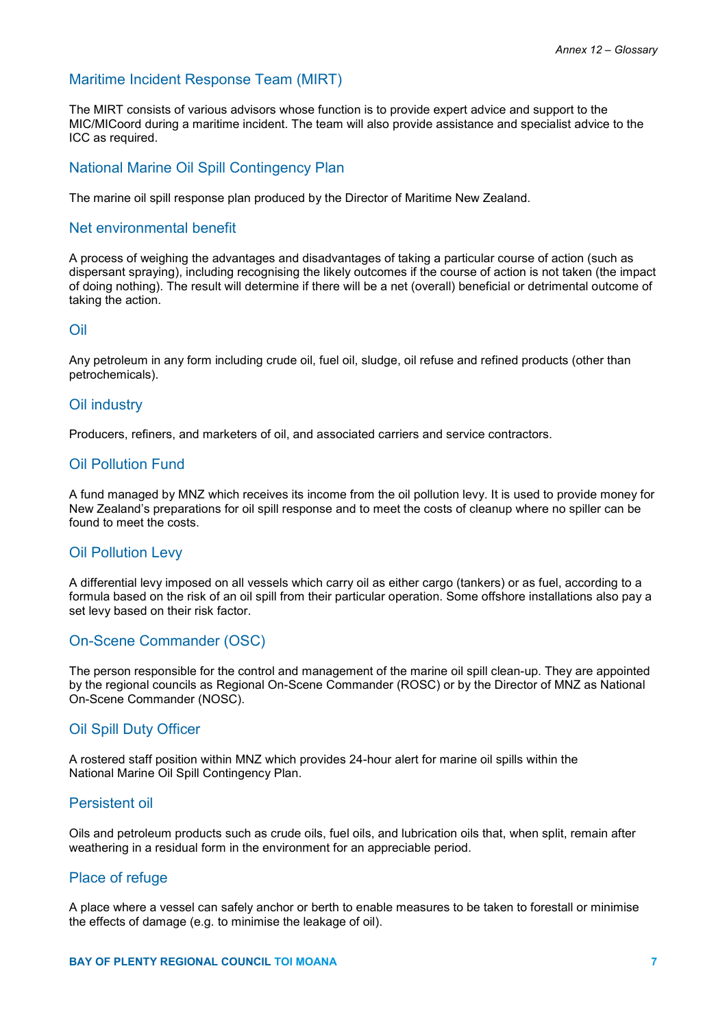## Maritime Incident Response Team (MIRT)

The MIRT consists of various advisors whose function is to provide expert advice and support to the MIC/MICoord during a maritime incident. The team will also provide assistance and specialist advice to the ICC as required.

## National Marine Oil Spill Contingency Plan

The marine oil spill response plan produced by the Director of Maritime New Zealand.

## Net environmental benefit

A process of weighing the advantages and disadvantages of taking a particular course of action (such as dispersant spraying), including recognising the likely outcomes if the course of action is not taken (the impact of doing nothing). The result will determine if there will be a net (overall) beneficial or detrimental outcome of taking the action.

## Oil

Any petroleum in any form including crude oil, fuel oil, sludge, oil refuse and refined products (other than petrochemicals).

## Oil industry

Producers, refiners, and marketers of oil, and associated carriers and service contractors.

## Oil Pollution Fund

A fund managed by MNZ which receives its income from the oil pollution levy. It is used to provide money for New Zealand's preparations for oil spill response and to meet the costs of cleanup where no spiller can be found to meet the costs.

## Oil Pollution Levy

A differential levy imposed on all vessels which carry oil as either cargo (tankers) or as fuel, according to a formula based on the risk of an oil spill from their particular operation. Some offshore installations also pay a set levy based on their risk factor.

## On-Scene Commander (OSC)

The person responsible for the control and management of the marine oil spill clean-up. They are appointed by the regional councils as Regional On-Scene Commander (ROSC) or by the Director of MNZ as National On-Scene Commander (NOSC).

## Oil Spill Duty Officer

A rostered staff position within MNZ which provides 24-hour alert for marine oil spills within the National Marine Oil Spill Contingency Plan.

## Persistent oil

Oils and petroleum products such as crude oils, fuel oils, and lubrication oils that, when split, remain after weathering in a residual form in the environment for an appreciable period.

## Place of refuge

A place where a vessel can safely anchor or berth to enable measures to be taken to forestall or minimise the effects of damage (e.g. to minimise the leakage of oil).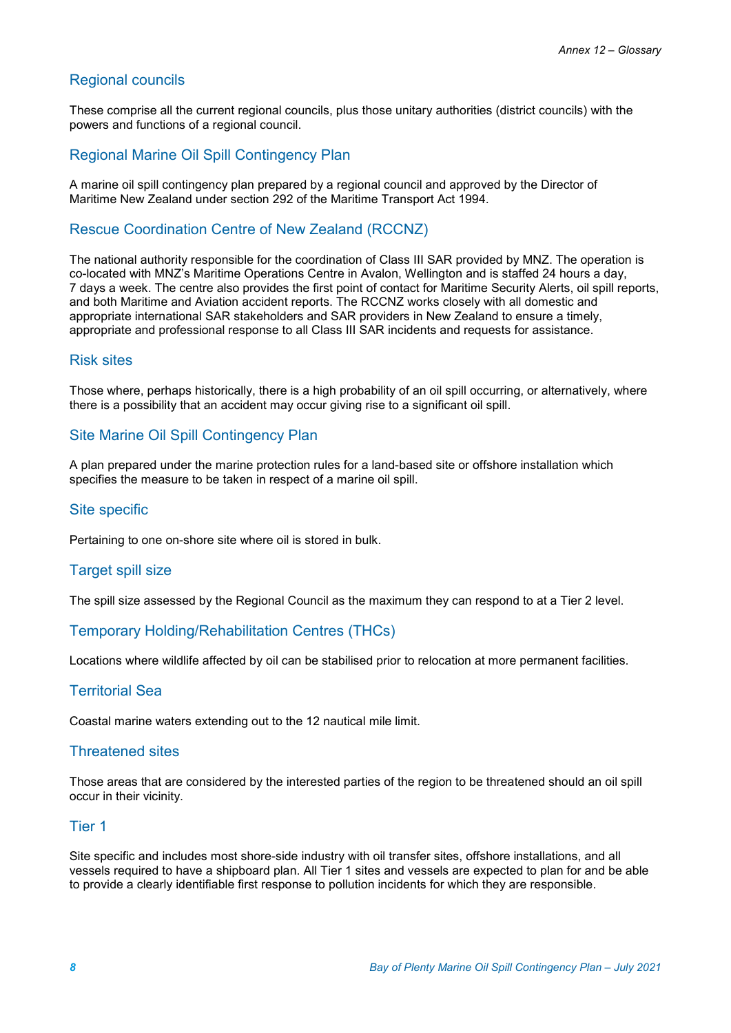## Regional councils

These comprise all the current regional councils, plus those unitary authorities (district councils) with the powers and functions of a regional council.

## Regional Marine Oil Spill Contingency Plan

A marine oil spill contingency plan prepared by a regional council and approved by the Director of Maritime New Zealand under section 292 of the Maritime Transport Act 1994.

## Rescue Coordination Centre of New Zealand (RCCNZ)

The national authority responsible for the coordination of Class III SAR provided by MNZ. The operation is co-located with MNZ's Maritime Operations Centre in Avalon, Wellington and is staffed 24 hours a day, 7 days a week. The centre also provides the first point of contact for Maritime Security Alerts, oil spill reports, and both Maritime and Aviation accident reports. The RCCNZ works closely with all domestic and appropriate international SAR stakeholders and SAR providers in New Zealand to ensure a timely, appropriate and professional response to all Class III SAR incidents and requests for assistance.

## Risk sites

Those where, perhaps historically, there is a high probability of an oil spill occurring, or alternatively, where there is a possibility that an accident may occur giving rise to a significant oil spill.

## Site Marine Oil Spill Contingency Plan

A plan prepared under the marine protection rules for a land-based site or offshore installation which specifies the measure to be taken in respect of a marine oil spill.

## Site specific

Pertaining to one on-shore site where oil is stored in bulk.

## Target spill size

The spill size assessed by the Regional Council as the maximum they can respond to at a Tier 2 level.

## Temporary Holding/Rehabilitation Centres (THCs)

Locations where wildlife affected by oil can be stabilised prior to relocation at more permanent facilities.

## Territorial Sea

Coastal marine waters extending out to the 12 nautical mile limit.

## Threatened sites

Those areas that are considered by the interested parties of the region to be threatened should an oil spill occur in their vicinity.

## Tier 1

Site specific and includes most shore-side industry with oil transfer sites, offshore installations, and all vessels required to have a shipboard plan. All Tier 1 sites and vessels are expected to plan for and be able to provide a clearly identifiable first response to pollution incidents for which they are responsible.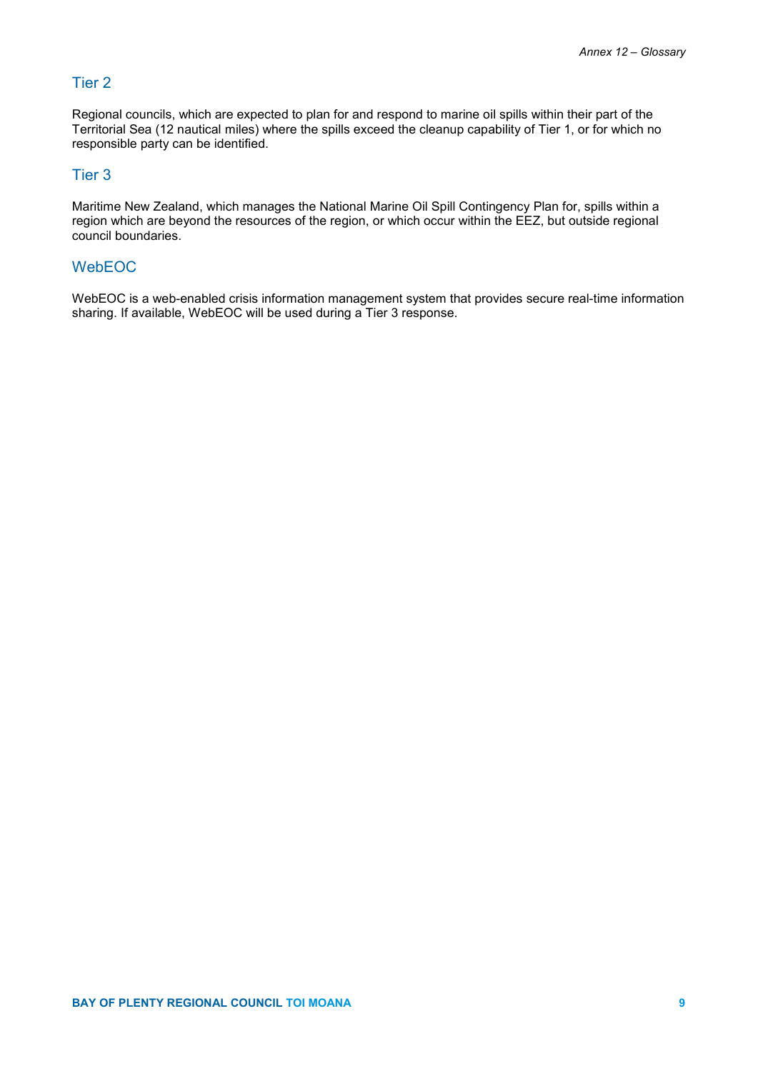## Tier 2

Regional councils, which are expected to plan for and respond to marine oil spills within their part of the Territorial Sea (12 nautical miles) where the spills exceed the cleanup capability of Tier 1, or for which no responsible party can be identified.

## Tier 3

Maritime New Zealand, which manages the National Marine Oil Spill Contingency Plan for, spills within a region which are beyond the resources of the region, or which occur within the EEZ, but outside regional council boundaries.

## WebEOC

WebEOC is a web-enabled crisis information management system that provides secure real-time information sharing. If available, WebEOC will be used during a Tier 3 response.